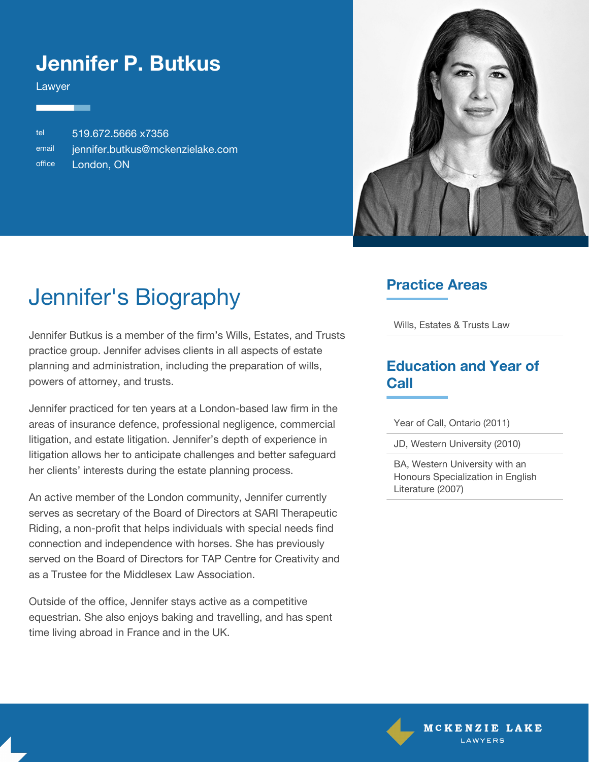# Jennifer P. Butkus

Lawyer

tel 519.672.5666 x7356
email jennifer.butkus@mckenzielake.com
office London, ON

## Jennifer's Biography

Jennifer Butkus is a member of the firm's Wills, Estates, and Trusts practice group. Jennifer advises clients in all aspects of estate planning and administration, including the preparation of wills, powers of attorney, and trusts.

Jennifer practiced for ten years at a London-based law firm in the areas of insurance defence, professional negligence, commercial litigation, and estate litigation. Jennifer's depth of experience in litigation allows her to anticipate challenges and better safeguard her clients' interests during the estate planning process.

An active member of the London community, Jennifer currently serves as secretary of the Board of Directors at SARI Therapeutic Riding, a non-profit that helps individuals with special needs find connection and independence with horses. She has previously served on the Board of Directors for TAP Centre for Creativity and as a Trustee for the Middlesex Law Association.

Outside of the office, Jennifer stays active as a competitive equestrian. She also enjoys baking and travelling, and has spent time living abroad in France and in the UK.

## Practice Areas

- Wills, Estates & Trusts Law

## Education and Year of Call

- Year of Call, Ontario (2011)
- JD, Western University (2010)
- BA, Western University with an Honours Specialization in English Literature (2007)

MCKENZIE LAKE
LAWYERS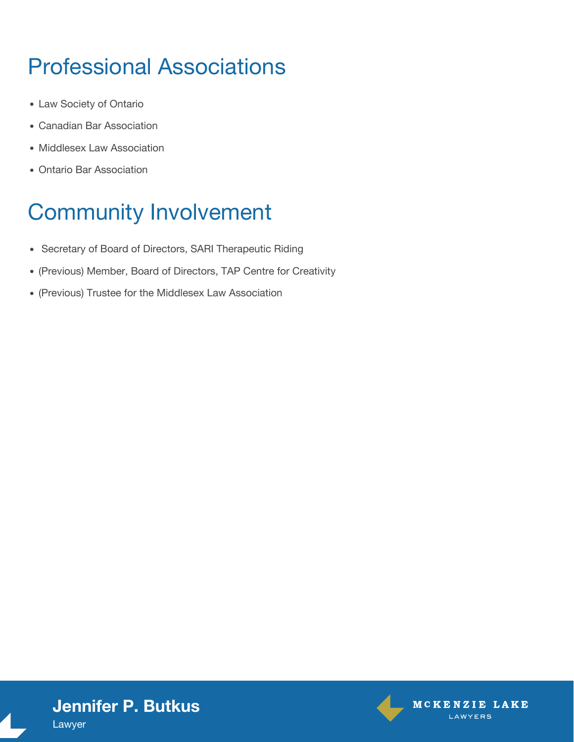## Professional Associations

- Law Society of Ontario
- Canadian Bar Association
- Middlesex Law Association
- Ontario Bar Association

## Community Involvement

- Secretary of Board of Directors, SARI Therapeutic Riding
- (Previous) Member, Board of Directors, TAP Centre for Creativity
- (Previous) Trustee for the Middlesex Law Association